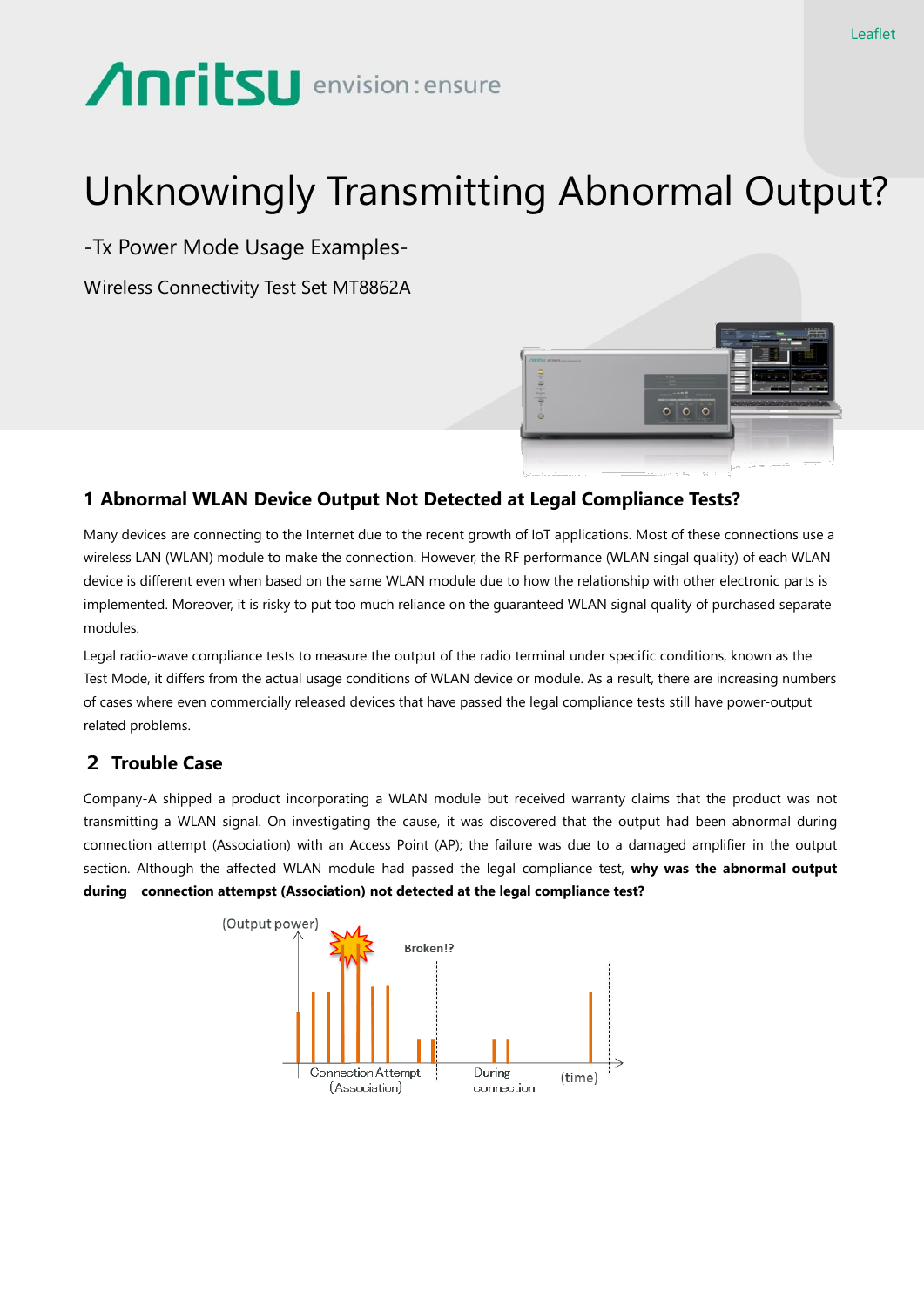Leaflet

# Unknowingly Transmitting Abnormal Output?

-Tx Power Mode Usage Examples-

Wireless Connectivity Test Set MT8862A

## 1 Abnormal WLAN Device Output Not Detected at Legal Compliance Tests?

Many devices are connecting to the Internet due to the recent growth of IoT applications. Most of these connections use a wireless LAN (WLAN) module to make the connection. However, the RF performance (WLAN singal quality) of each WLAN device is different even when based on the same WLAN module due to how the relationship with other electronic parts is implemented. Moreover, it is risky to put too much reliance on the guaranteed WLAN signal quality of purchased separate modules.

Legal radio-wave compliance tests to measure the output of the radio terminal under specific conditions, known as the Test Mode, it differs from the actual usage conditions of WLAN device or module. As a result, there are increasing numbers of cases where even commercially released devices that have passed the legal compliance tests still have power-output related problems.

## 2 Trouble Case

Company-A shipped a product incorporating a WLAN module but received warranty claims that the product was not transmitting a WLAN signal. On investigating the cause, it was discovered that the output had been abnormal during connection attempt (Association) with an Access Point (AP); the failure was due to a damaged amplifier in the output section. Although the affected WLAN module had passed the legal compliance test, **why was the abnormal output during connection attempst (Association) not detected at the legal compliance test?**

(Output power)

Broken!?

Connection Attempt (Association)

During connection

(time)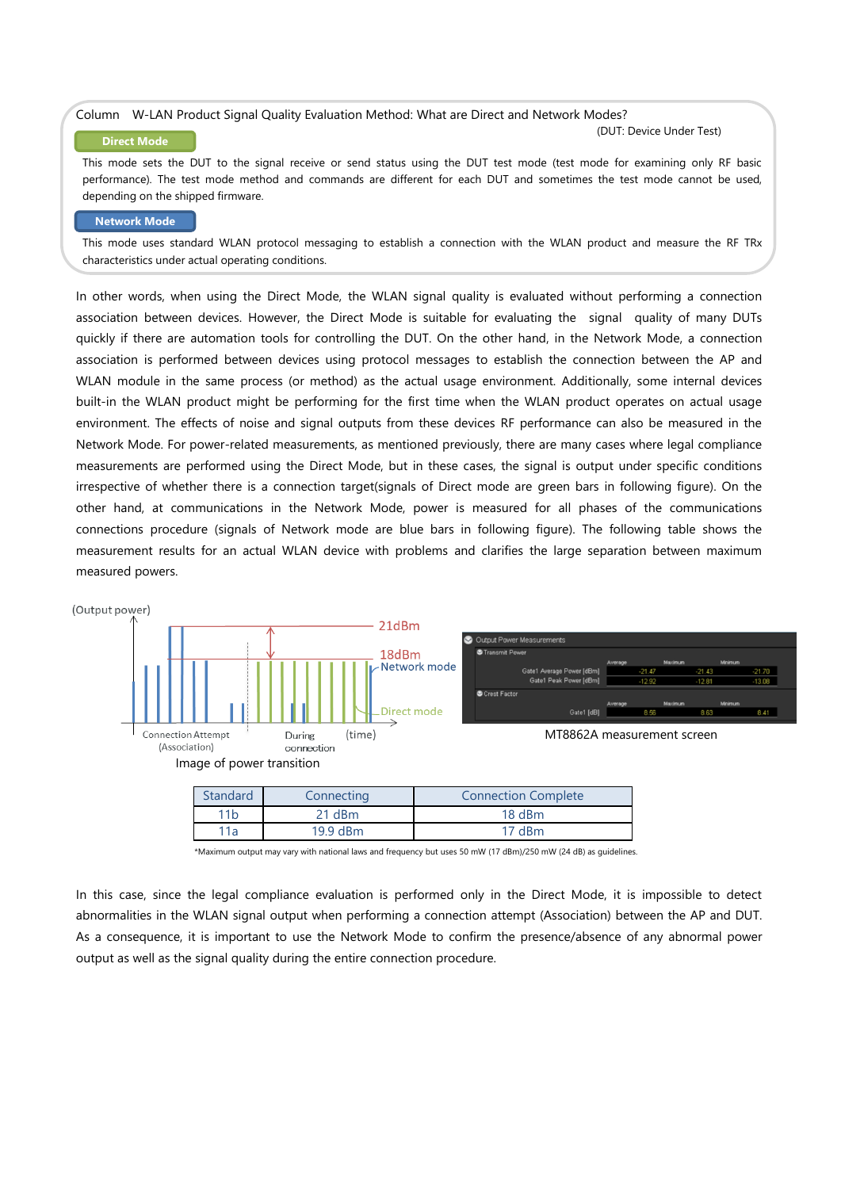Column　W-LAN Product Signal Quality Evaluation Method: What are Direct and Network Modes?

(DUT: Device Under Test)

**Direct Mode**

This mode sets the DUT to the signal receive or send status using the DUT test mode (test mode for examining only RF basic performance). The test mode method and commands are different for each DUT and sometimes the test mode cannot be used, depending on the shipped firmware.

**Network Mode**

This mode uses standard WLAN protocol messaging to establish a connection with the WLAN product and measure the RF TRx characteristics under actual operating conditions.

In other words, when using the Direct Mode, the WLAN signal quality is evaluated without performing a connection association between devices. However, the Direct Mode is suitable for evaluating the signal quality of many DUTs quickly if there are automation tools for controlling the DUT. On the other hand, in the Network Mode, a connection association is performed between devices using protocol messages to establish the connection between the AP and WLAN module in the same process (or method) as the actual usage environment. Additionally, some internal devices built-in the WLAN product might be performing for the first time when the WLAN product operates on actual usage environment. The effects of noise and signal outputs from these devices RF performance can also be measured in the Network Mode. For power-related measurements, as mentioned previously, there are many cases where legal compliance measurements are performed using the Direct Mode, but in these cases, the signal is output under specific conditions irrespective of whether there is a connection target(signals of Direct mode are green bars in following figure). On the other hand, at communications in the Network Mode, power is measured for all phases of the communications connections procedure (signals of Network mode are blue bars in following figure). The following table shows the measurement results for an actual WLAN device with problems and clarifies the large separation between maximum measured powers.

Image of power transition

MT8862A measurement screen

| Standard | Connecting | Connection Complete |
|---|---|---|
| 11b | 21 dBm | 18 dBm |
| 11a | 19.9 dBm | 17 dBm |

*Maximum output may vary with national laws and frequency but uses 50 mW (17 dBm)/250 mW (24 dB) as guidelines.

In this case, since the legal compliance evaluation is performed only in the Direct Mode, it is impossible to detect abnormalities in the WLAN signal output when performing a connection attempt (Association) between the AP and DUT. As a consequence, it is important to use the Network Mode to confirm the presence/absence of any abnormal power output as well as the signal quality during the entire connection procedure.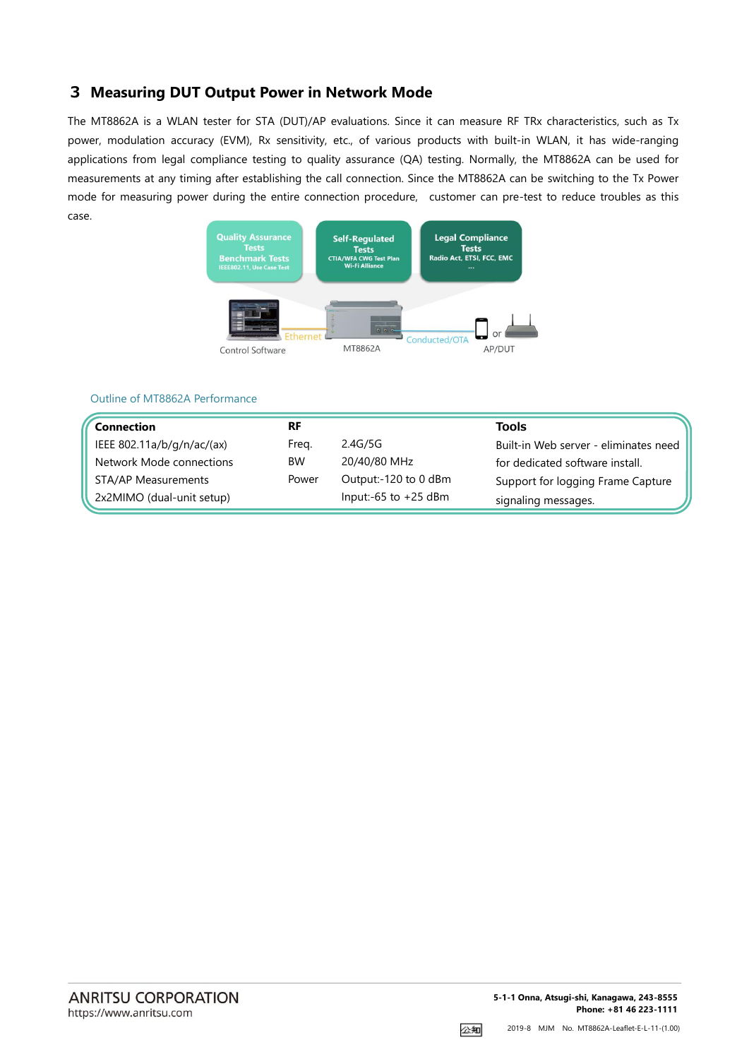## 3 Measuring DUT Output Power in Network Mode

The MT8862A is a WLAN tester for STA (DUT)/AP evaluations. Since it can measure RF TRx characteristics, such as Tx power, modulation accuracy (EVM), Rx sensitivity, etc., of various products with built-in WLAN, it has wide-ranging applications from legal compliance testing to quality assurance (QA) testing. Normally, the MT8862A can be used for measurements at any timing after establishing the call connection. Since the MT8862A can be switching to the Tx Power mode for measuring power during the entire connection procedure, customer can pre-test to reduce troubles as this case.

Quality Assurance Tests
Benchmark Tests
IEEE802.11, Use Case Test

Self-Regulated Tests
CTIA/WFA CWG Test Plan
Wi-Fi Alliance

Legal Compliance Tests
Radio Act, ETSI, FCC, EMC
...

Control Software
Ethernet
MT8862A
Conducted/OTA
or
AP/DUT

Outline of MT8862A Performance

| Connection | RF | | Tools |
|---|---|---|---|
| IEEE 802.11a/b/g/n/ac/(ax) | Freq. | 2.4G/5G | Built-in Web server - eliminates need for dedicated software install. |
| Network Mode connections | BW | 20/40/80 MHz | |
| STA/AP Measurements | Power | Output:-120 to 0 dBm | Support for logging Frame Capture signaling messages. |
| 2x2MIMO (dual-unit setup) | | Input:-65 to +25 dBm | |

**ANRITSU CORPORATION**
https://www.anritsu.com

**5-1-1 Onna, Atsugi-shi, Kanagawa, 243-8555**
**Phone: +81 46 223-1111**

公知 2019-8 MJM No. MT8862A-Leaflet-E-L-11-(1.00)